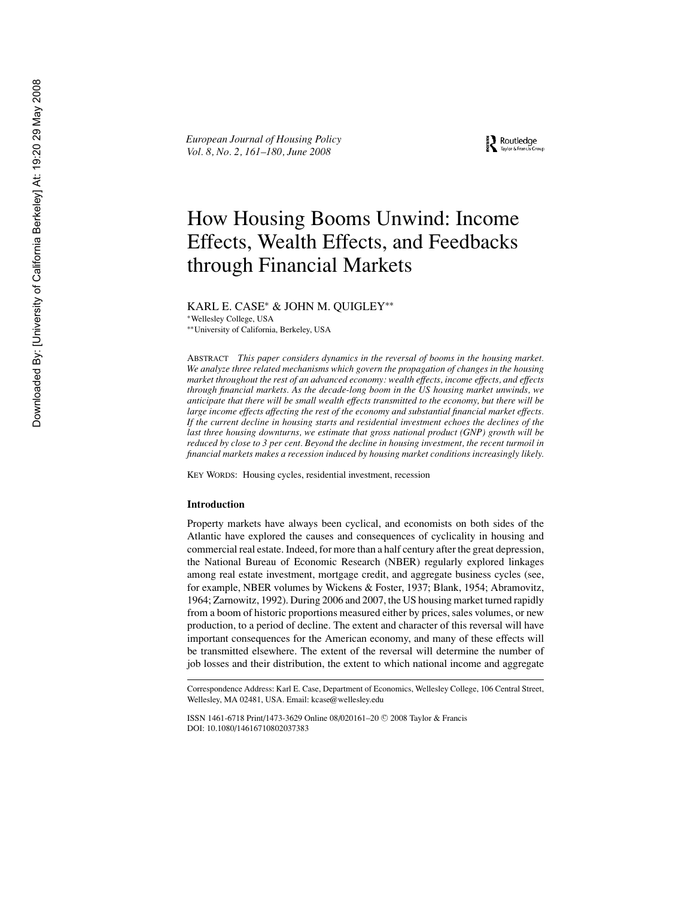# How Housing Booms Unwind: Income Effects, Wealth Effects, and Feedbacks through Financial Markets

KARL E. CASE* & JOHN M. QUIGLEY**

*Wellesley College, USA

**University of California, Berkeley, USA

ABSTRACT *This paper considers dynamics in the reversal of booms in the housing market. We analyze three related mechanisms which govern the propagation of changes in the housing market throughout the rest of an advanced economy: wealth effects, income effects, and effects through financial markets. As the decade-long boom in the US housing market unwinds, we anticipate that there will be small wealth effects transmitted to the economy, but there will be large income effects affecting the rest of the economy and substantial financial market effects. If the current decline in housing starts and residential investment echoes the declines of the last three housing downturns, we estimate that gross national product (GNP) growth will be reduced by close to 3 per cent. Beyond the decline in housing investment, the recent turmoil in financial markets makes a recession induced by housing market conditions increasingly likely.*

KEY WORDS: Housing cycles, residential investment, recession

## Introduction

Property markets have always been cyclical, and economists on both sides of the Atlantic have explored the causes and consequences of cyclicality in housing and commercial real estate. Indeed, for more than a half century after the great depression, the National Bureau of Economic Research (NBER) regularly explored linkages among real estate investment, mortgage credit, and aggregate business cycles (see, for example, NBER volumes by Wickens & Foster, 1937; Blank, 1954; Abramovitz, 1964; Zarnowitz, 1992). During 2006 and 2007, the US housing market turned rapidly from a boom of historic proportions measured either by prices, sales volumes, or new production, to a period of decline. The extent and character of this reversal will have important consequences for the American economy, and many of these effects will be transmitted elsewhere. The extent of the reversal will determine the number of job losses and their distribution, the extent to which national income and aggregate

---

Correspondence Address: Karl E. Case, Department of Economics, Wellesley College, 106 Central Street, Wellesley, MA 02481, USA. Email: kcase@wellesley.edu

ISSN 1461-6718 Print/1473-3629 Online 08/020161–20 © 2008 Taylor & Francis
DOI: 10.1080/14616710802037383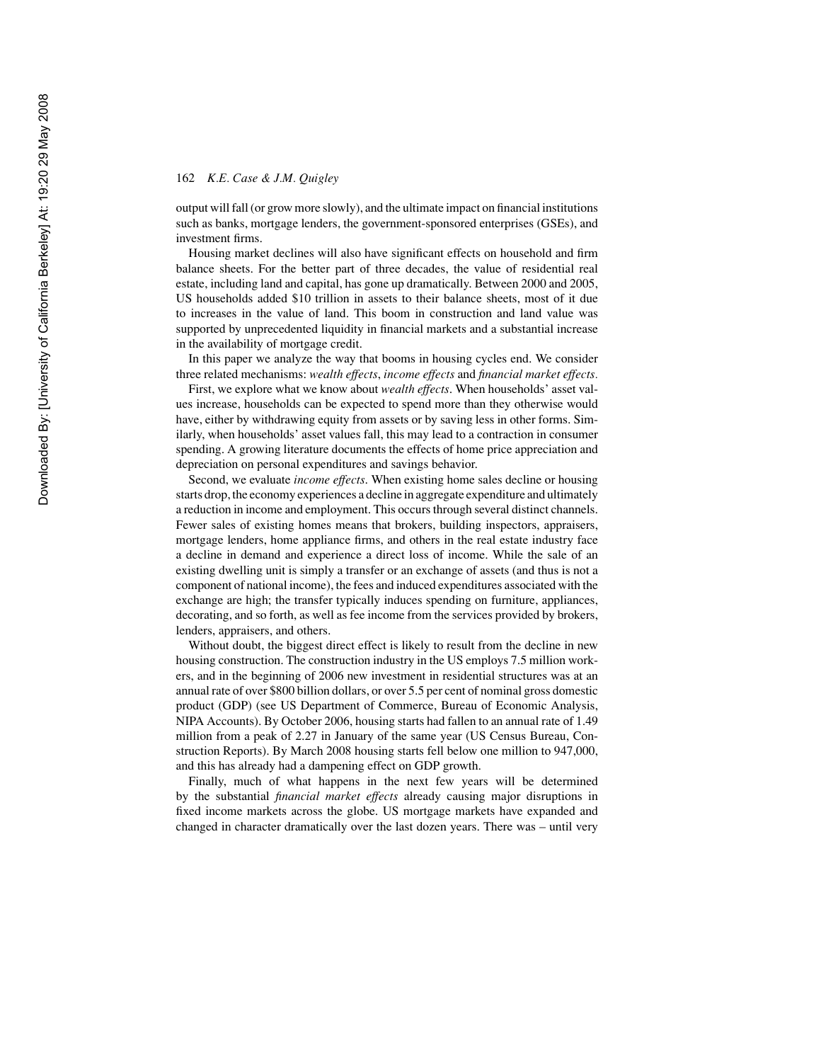output will fall (or grow more slowly), and the ultimate impact on financial institutions such as banks, mortgage lenders, the government-sponsored enterprises (GSEs), and investment firms.

Housing market declines will also have significant effects on household and firm balance sheets. For the better part of three decades, the value of residential real estate, including land and capital, has gone up dramatically. Between 2000 and 2005, US households added \$10 trillion in assets to their balance sheets, most of it due to increases in the value of land. This boom in construction and land value was supported by unprecedented liquidity in financial markets and a substantial increase in the availability of mortgage credit.

In this paper we analyze the way that booms in housing cycles end. We consider three related mechanisms: *wealth effects*, *income effects* and *financial market effects*.

First, we explore what we know about *wealth effects*. When households' asset values increase, households can be expected to spend more than they otherwise would have, either by withdrawing equity from assets or by saving less in other forms. Similarly, when households' asset values fall, this may lead to a contraction in consumer spending. A growing literature documents the effects of home price appreciation and depreciation on personal expenditures and savings behavior.

Second, we evaluate *income effects*. When existing home sales decline or housing starts drop, the economy experiences a decline in aggregate expenditure and ultimately a reduction in income and employment. This occurs through several distinct channels. Fewer sales of existing homes means that brokers, building inspectors, appraisers, mortgage lenders, home appliance firms, and others in the real estate industry face a decline in demand and experience a direct loss of income. While the sale of an existing dwelling unit is simply a transfer or an exchange of assets (and thus is not a component of national income), the fees and induced expenditures associated with the exchange are high; the transfer typically induces spending on furniture, appliances, decorating, and so forth, as well as fee income from the services provided by brokers, lenders, appraisers, and others.

Without doubt, the biggest direct effect is likely to result from the decline in new housing construction. The construction industry in the US employs 7.5 million workers, and in the beginning of 2006 new investment in residential structures was at an annual rate of over \$800 billion dollars, or over 5.5 per cent of nominal gross domestic product (GDP) (see US Department of Commerce, Bureau of Economic Analysis, NIPA Accounts). By October 2006, housing starts had fallen to an annual rate of 1.49 million from a peak of 2.27 in January of the same year (US Census Bureau, Construction Reports). By March 2008 housing starts fell below one million to 947,000, and this has already had a dampening effect on GDP growth.

Finally, much of what happens in the next few years will be determined by the substantial *financial market effects* already causing major disruptions in fixed income markets across the globe. US mortgage markets have expanded and changed in character dramatically over the last dozen years. There was – until very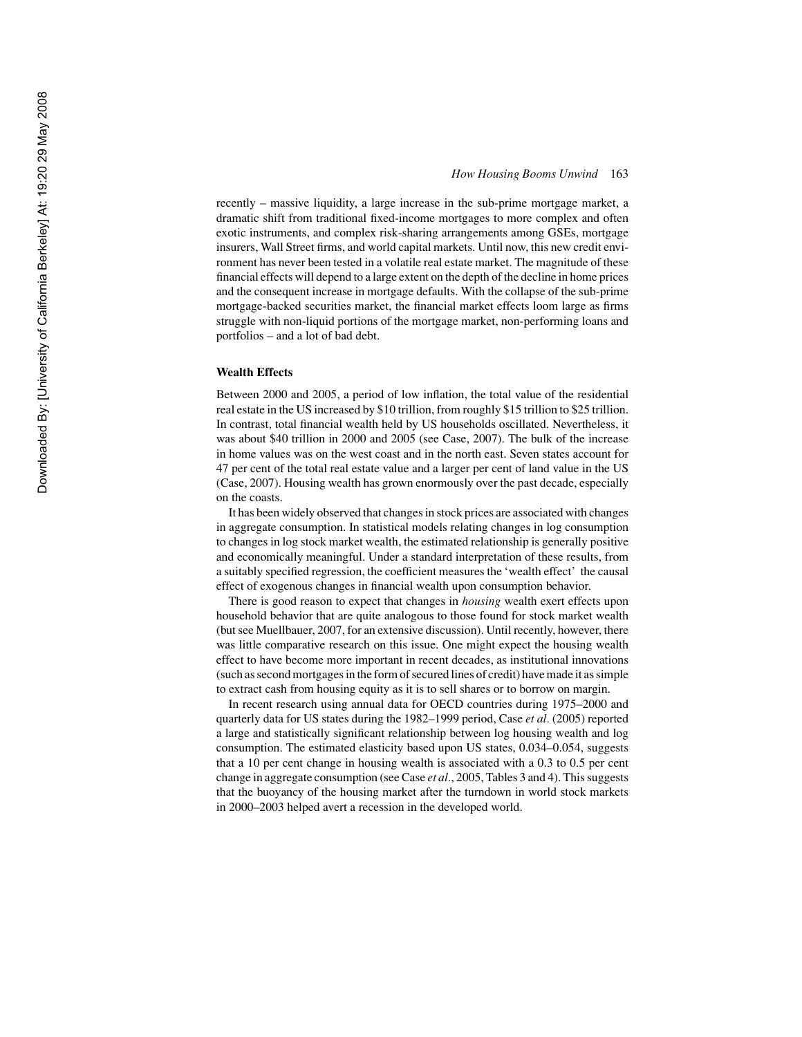recently – massive liquidity, a large increase in the sub-prime mortgage market, a dramatic shift from traditional fixed-income mortgages to more complex and often exotic instruments, and complex risk-sharing arrangements among GSEs, mortgage insurers, Wall Street firms, and world capital markets. Until now, this new credit environment has never been tested in a volatile real estate market. The magnitude of these financial effects will depend to a large extent on the depth of the decline in home prices and the consequent increase in mortgage defaults. With the collapse of the sub-prime mortgage-backed securities market, the financial market effects loom large as firms struggle with non-liquid portions of the mortgage market, non-performing loans and portfolios – and a lot of bad debt.

### Wealth Effects

Between 2000 and 2005, a period of low inflation, the total value of the residential real estate in the US increased by $10 trillion, from roughly $15 trillion to $25 trillion. In contrast, total financial wealth held by US households oscillated. Nevertheless, it was about $40 trillion in 2000 and 2005 (see Case, 2007). The bulk of the increase in home values was on the west coast and in the north east. Seven states account for 47 per cent of the total real estate value and a larger per cent of land value in the US (Case, 2007). Housing wealth has grown enormously over the past decade, especially on the coasts.

It has been widely observed that changes in stock prices are associated with changes in aggregate consumption. In statistical models relating changes in log consumption to changes in log stock market wealth, the estimated relationship is generally positive and economically meaningful. Under a standard interpretation of these results, from a suitably specified regression, the coefficient measures the 'wealth effect' the causal effect of exogenous changes in financial wealth upon consumption behavior.

There is good reason to expect that changes in *housing* wealth exert effects upon household behavior that are quite analogous to those found for stock market wealth (but see Muellbauer, 2007, for an extensive discussion). Until recently, however, there was little comparative research on this issue. One might expect the housing wealth effect to have become more important in recent decades, as institutional innovations (such as second mortgages in the form of secured lines of credit) have made it as simple to extract cash from housing equity as it is to sell shares or to borrow on margin.

In recent research using annual data for OECD countries during 1975–2000 and quarterly data for US states during the 1982–1999 period, Case *et al.* (2005) reported a large and statistically significant relationship between log housing wealth and log consumption. The estimated elasticity based upon US states, 0.034–0.054, suggests that a 10 per cent change in housing wealth is associated with a 0.3 to 0.5 per cent change in aggregate consumption (see Case *et al.*, 2005, Tables 3 and 4). This suggests that the buoyancy of the housing market after the turndown in world stock markets in 2000–2003 helped avert a recession in the developed world.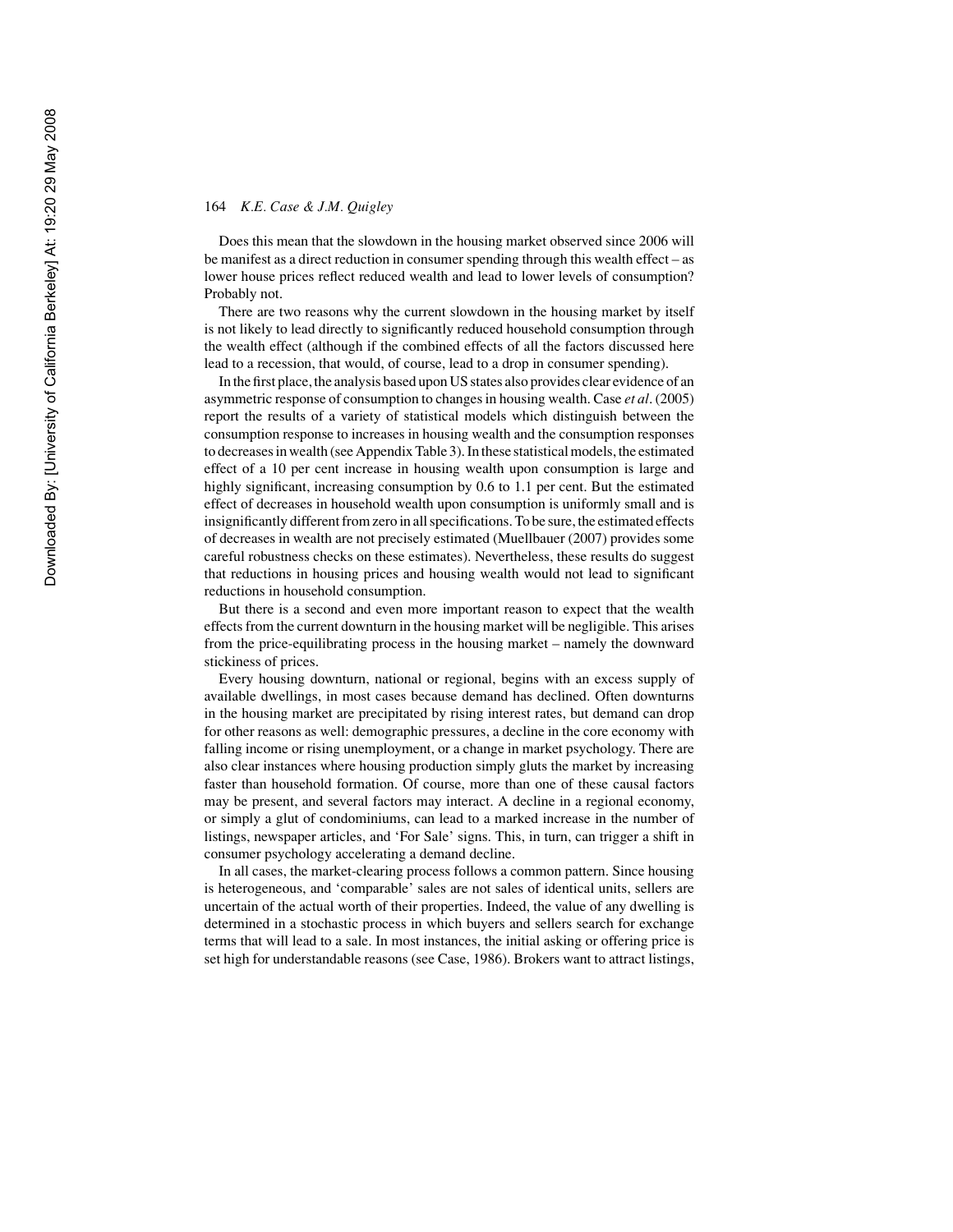Does this mean that the slowdown in the housing market observed since 2006 will be manifest as a direct reduction in consumer spending through this wealth effect – as lower house prices reflect reduced wealth and lead to lower levels of consumption? Probably not.

There are two reasons why the current slowdown in the housing market by itself is not likely to lead directly to significantly reduced household consumption through the wealth effect (although if the combined effects of all the factors discussed here lead to a recession, that would, of course, lead to a drop in consumer spending).

In the first place, the analysis based upon US states also provides clear evidence of an asymmetric response of consumption to changes in housing wealth. Case *et al*. (2005) report the results of a variety of statistical models which distinguish between the consumption response to increases in housing wealth and the consumption responses to decreases in wealth (see Appendix Table 3). In these statistical models, the estimated effect of a 10 per cent increase in housing wealth upon consumption is large and highly significant, increasing consumption by 0.6 to 1.1 per cent. But the estimated effect of decreases in household wealth upon consumption is uniformly small and is insignificantly different from zero in all specifications. To be sure, the estimated effects of decreases in wealth are not precisely estimated (Muellbauer (2007) provides some careful robustness checks on these estimates). Nevertheless, these results do suggest that reductions in housing prices and housing wealth would not lead to significant reductions in household consumption.

But there is a second and even more important reason to expect that the wealth effects from the current downturn in the housing market will be negligible. This arises from the price-equilibrating process in the housing market – namely the downward stickiness of prices.

Every housing downturn, national or regional, begins with an excess supply of available dwellings, in most cases because demand has declined. Often downturns in the housing market are precipitated by rising interest rates, but demand can drop for other reasons as well: demographic pressures, a decline in the core economy with falling income or rising unemployment, or a change in market psychology. There are also clear instances where housing production simply gluts the market by increasing faster than household formation. Of course, more than one of these causal factors may be present, and several factors may interact. A decline in a regional economy, or simply a glut of condominiums, can lead to a marked increase in the number of listings, newspaper articles, and 'For Sale' signs. This, in turn, can trigger a shift in consumer psychology accelerating a demand decline.

In all cases, the market-clearing process follows a common pattern. Since housing is heterogeneous, and 'comparable' sales are not sales of identical units, sellers are uncertain of the actual worth of their properties. Indeed, the value of any dwelling is determined in a stochastic process in which buyers and sellers search for exchange terms that will lead to a sale. In most instances, the initial asking or offering price is set high for understandable reasons (see Case, 1986). Brokers want to attract listings,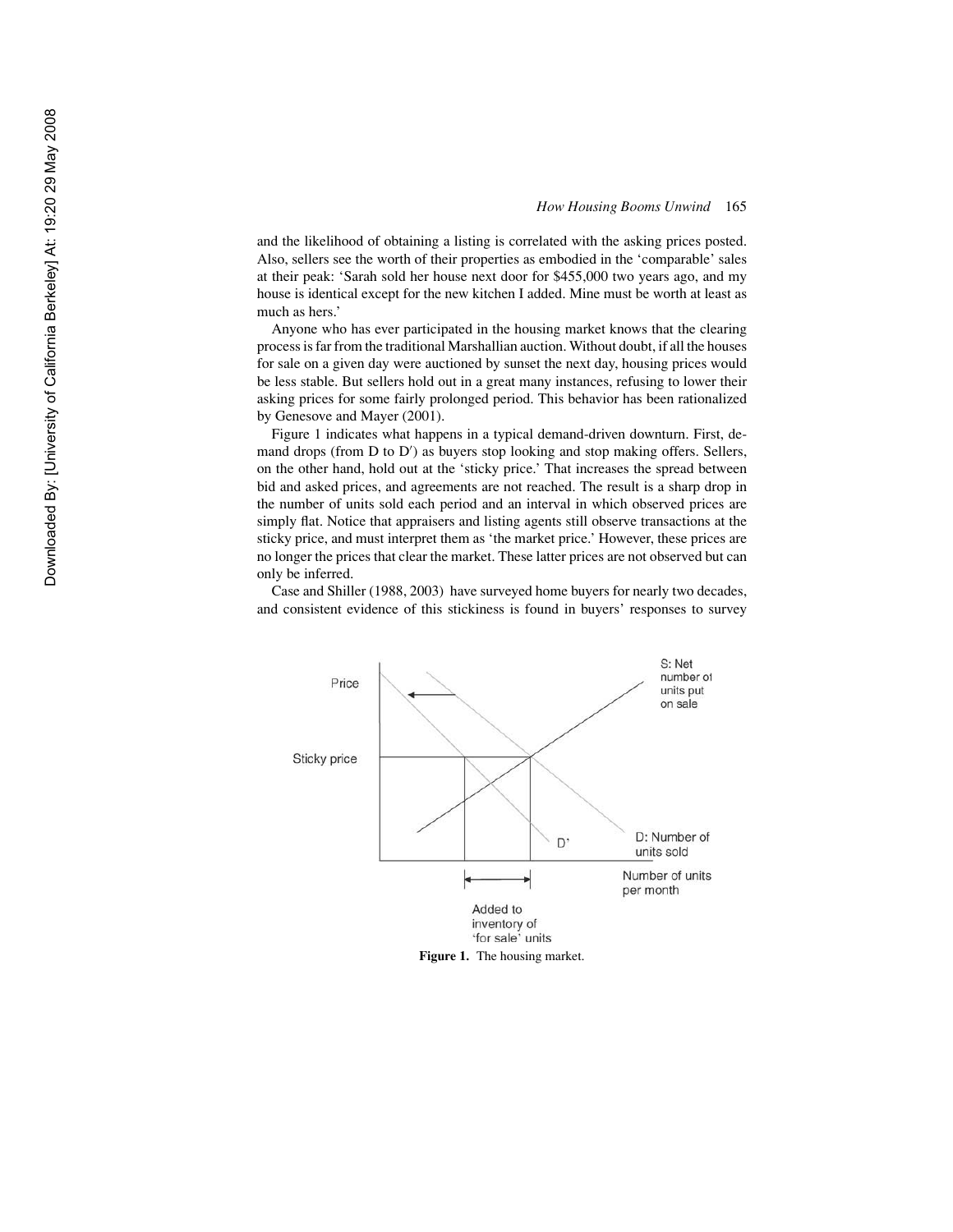and the likelihood of obtaining a listing is correlated with the asking prices posted. Also, sellers see the worth of their properties as embodied in the 'comparable' sales at their peak: 'Sarah sold her house next door for $455,000 two years ago, and my house is identical except for the new kitchen I added. Mine must be worth at least as much as hers.'

Anyone who has ever participated in the housing market knows that the clearing process is far from the traditional Marshallian auction. Without doubt, if all the houses for sale on a given day were auctioned by sunset the next day, housing prices would be less stable. But sellers hold out in a great many instances, refusing to lower their asking prices for some fairly prolonged period. This behavior has been rationalized by Genesove and Mayer (2001).

Figure 1 indicates what happens in a typical demand-driven downturn. First, demand drops (from D to D′) as buyers stop looking and stop making offers. Sellers, on the other hand, hold out at the 'sticky price.' That increases the spread between bid and asked prices, and agreements are not reached. The result is a sharp drop in the number of units sold each period and an interval in which observed prices are simply flat. Notice that appraisers and listing agents still observe transactions at the sticky price, and must interpret them as 'the market price.' However, these prices are no longer the prices that clear the market. These latter prices are not observed but can only be inferred.

Case and Shiller (1988, 2003) have surveyed home buyers for nearly two decades, and consistent evidence of this stickiness is found in buyers' responses to survey

**Figure 1.** The housing market.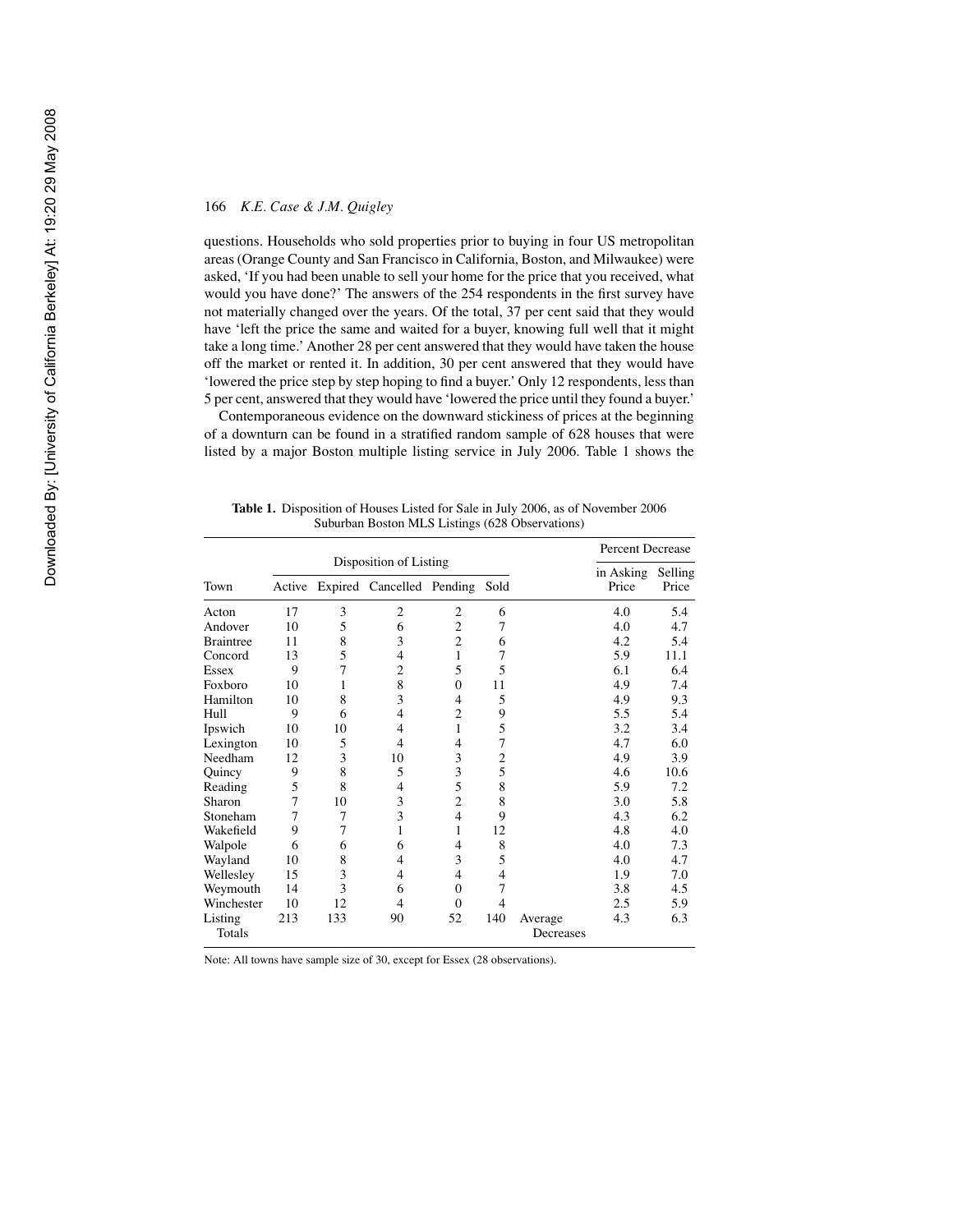questions. Households who sold properties prior to buying in four US metropolitan areas (Orange County and San Francisco in California, Boston, and Milwaukee) were asked, 'If you had been unable to sell your home for the price that you received, what would you have done?' The answers of the 254 respondents in the first survey have not materially changed over the years. Of the total, 37 per cent said that they would have 'left the price the same and waited for a buyer, knowing full well that it might take a long time.' Another 28 per cent answered that they would have taken the house off the market or rented it. In addition, 30 per cent answered that they would have 'lowered the price step by step hoping to find a buyer.' Only 12 respondents, less than 5 per cent, answered that they would have 'lowered the price until they found a buyer.'

Contemporaneous evidence on the downward stickiness of prices at the beginning of a downturn can be found in a stratified random sample of 628 houses that were listed by a major Boston multiple listing service in July 2006. Table 1 shows the

**Table 1.** Disposition of Houses Listed for Sale in July 2006, as of November 2006 Suburban Boston MLS Listings (628 Observations)

| Town | Disposition of Listing | | | | | | Percent Decrease | |
|---|---|---|---|---|---|---|---|---|
| | Active | Expired | Cancelled | Pending | Sold | | in Asking Price | Selling Price |
| Acton | 17 | 3 | 2 | 2 | 6 | | 4.0 | 5.4 |
| Andover | 10 | 5 | 6 | 2 | 7 | | 4.0 | 4.7 |
| Braintree | 11 | 8 | 3 | 2 | 6 | | 4.2 | 5.4 |
| Concord | 13 | 5 | 4 | 1 | 7 | | 5.9 | 11.1 |
| Essex | 9 | 7 | 2 | 5 | 5 | | 6.1 | 6.4 |
| Foxboro | 10 | 1 | 8 | 0 | 11 | | 4.9 | 7.4 |
| Hamilton | 10 | 8 | 3 | 4 | 5 | | 4.9 | 9.3 |
| Hull | 9 | 6 | 4 | 2 | 9 | | 5.5 | 5.4 |
| Ipswich | 10 | 10 | 4 | 1 | 5 | | 3.2 | 3.4 |
| Lexington | 10 | 5 | 4 | 4 | 7 | | 4.7 | 6.0 |
| Needham | 12 | 3 | 10 | 3 | 2 | | 4.9 | 3.9 |
| Quincy | 9 | 8 | 5 | 3 | 5 | | 4.6 | 10.6 |
| Reading | 5 | 8 | 4 | 5 | 8 | | 5.9 | 7.2 |
| Sharon | 7 | 10 | 3 | 2 | 8 | | 3.0 | 5.8 |
| Stoneham | 7 | 7 | 3 | 4 | 9 | | 4.3 | 6.2 |
| Wakefield | 9 | 7 | 1 | 1 | 12 | | 4.8 | 4.0 |
| Walpole | 6 | 6 | 6 | 4 | 8 | | 4.0 | 7.3 |
| Wayland | 10 | 8 | 4 | 3 | 5 | | 4.0 | 4.7 |
| Wellesley | 15 | 3 | 4 | 4 | 4 | | 1.9 | 7.0 |
| Weymouth | 14 | 3 | 6 | 0 | 7 | | 3.8 | 4.5 |
| Winchester | 10 | 12 | 4 | 0 | 4 | | 2.5 | 5.9 |
| Listing Totals | 213 | 133 | 90 | 52 | 140 | Average Decreases | 4.3 | 6.3 |

Note: All towns have sample size of 30, except for Essex (28 observations).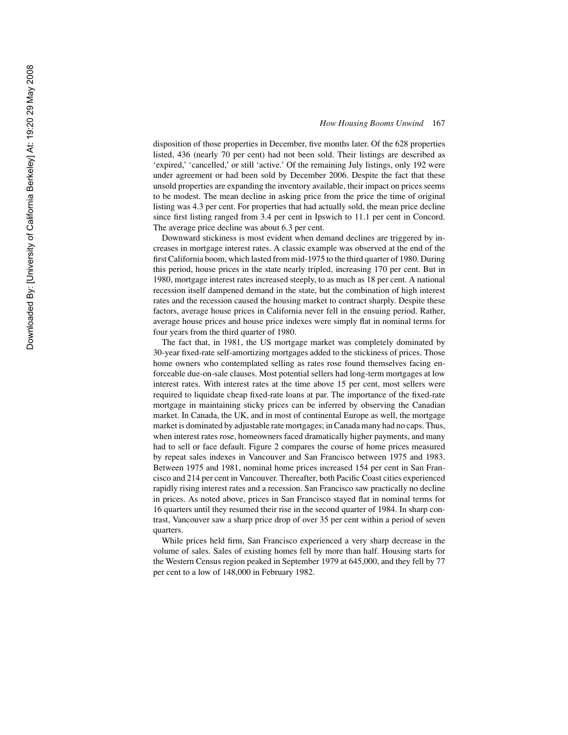disposition of those properties in December, five months later. Of the 628 properties listed, 436 (nearly 70 per cent) had not been sold. Their listings are described as 'expired,' 'cancelled,' or still 'active.' Of the remaining July listings, only 192 were under agreement or had been sold by December 2006. Despite the fact that these unsold properties are expanding the inventory available, their impact on prices seems to be modest. The mean decline in asking price from the price the time of original listing was 4.3 per cent. For properties that had actually sold, the mean price decline since first listing ranged from 3.4 per cent in Ipswich to 11.1 per cent in Concord. The average price decline was about 6.3 per cent.

Downward stickiness is most evident when demand declines are triggered by increases in mortgage interest rates. A classic example was observed at the end of the first California boom, which lasted from mid-1975 to the third quarter of 1980. During this period, house prices in the state nearly tripled, increasing 170 per cent. But in 1980, mortgage interest rates increased steeply, to as much as 18 per cent. A national recession itself dampened demand in the state, but the combination of high interest rates and the recession caused the housing market to contract sharply. Despite these factors, average house prices in California never fell in the ensuing period. Rather, average house prices and house price indexes were simply flat in nominal terms for four years from the third quarter of 1980.

The fact that, in 1981, the US mortgage market was completely dominated by 30-year fixed-rate self-amortizing mortgages added to the stickiness of prices. Those home owners who contemplated selling as rates rose found themselves facing enforceable due-on-sale clauses. Most potential sellers had long-term mortgages at low interest rates. With interest rates at the time above 15 per cent, most sellers were required to liquidate cheap fixed-rate loans at par. The importance of the fixed-rate mortgage in maintaining sticky prices can be inferred by observing the Canadian market. In Canada, the UK, and in most of continental Europe as well, the mortgage market is dominated by adjustable rate mortgages; in Canada many had no caps. Thus, when interest rates rose, homeowners faced dramatically higher payments, and many had to sell or face default. Figure 2 compares the course of home prices measured by repeat sales indexes in Vancouver and San Francisco between 1975 and 1983. Between 1975 and 1981, nominal home prices increased 154 per cent in San Francisco and 214 per cent in Vancouver. Thereafter, both Pacific Coast cities experienced rapidly rising interest rates and a recession. San Francisco saw practically no decline in prices. As noted above, prices in San Francisco stayed flat in nominal terms for 16 quarters until they resumed their rise in the second quarter of 1984. In sharp contrast, Vancouver saw a sharp price drop of over 35 per cent within a period of seven quarters.

While prices held firm, San Francisco experienced a very sharp decrease in the volume of sales. Sales of existing homes fell by more than half. Housing starts for the Western Census region peaked in September 1979 at 645,000, and they fell by 77 per cent to a low of 148,000 in February 1982.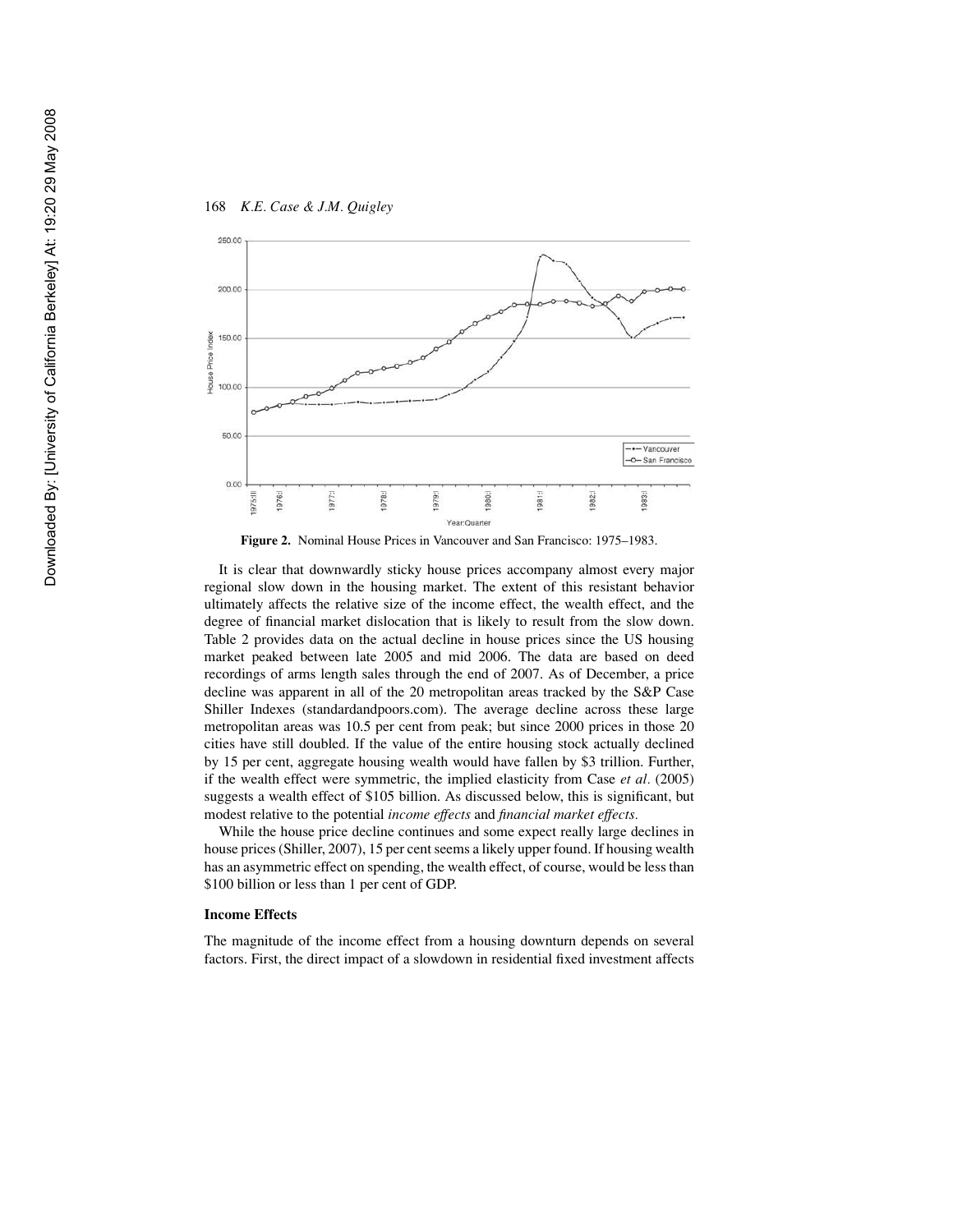**Figure 2.** Nominal House Prices in Vancouver and San Francisco: 1975–1983.

It is clear that downwardly sticky house prices accompany almost every major regional slow down in the housing market. The extent of this resistant behavior ultimately affects the relative size of the income effect, the wealth effect, and the degree of financial market dislocation that is likely to result from the slow down. Table 2 provides data on the actual decline in house prices since the US housing market peaked between late 2005 and mid 2006. The data are based on deed recordings of arms length sales through the end of 2007. As of December, a price decline was apparent in all of the 20 metropolitan areas tracked by the S&P Case Shiller Indexes (standardandpoors.com). The average decline across these large metropolitan areas was 10.5 per cent from peak; but since 2000 prices in those 20 cities have still doubled. If the value of the entire housing stock actually declined by 15 per cent, aggregate housing wealth would have fallen by $3 trillion. Further, if the wealth effect were symmetric, the implied elasticity from Case *et al*. (2005) suggests a wealth effect of $105 billion. As discussed below, this is significant, but modest relative to the potential *income effects* and *financial market effects*.

While the house price decline continues and some expect really large declines in house prices (Shiller, 2007), 15 per cent seems a likely upper found. If housing wealth has an asymmetric effect on spending, the wealth effect, of course, would be less than $100 billion or less than 1 per cent of GDP.

### Income Effects

The magnitude of the income effect from a housing downturn depends on several factors. First, the direct impact of a slowdown in residential fixed investment affects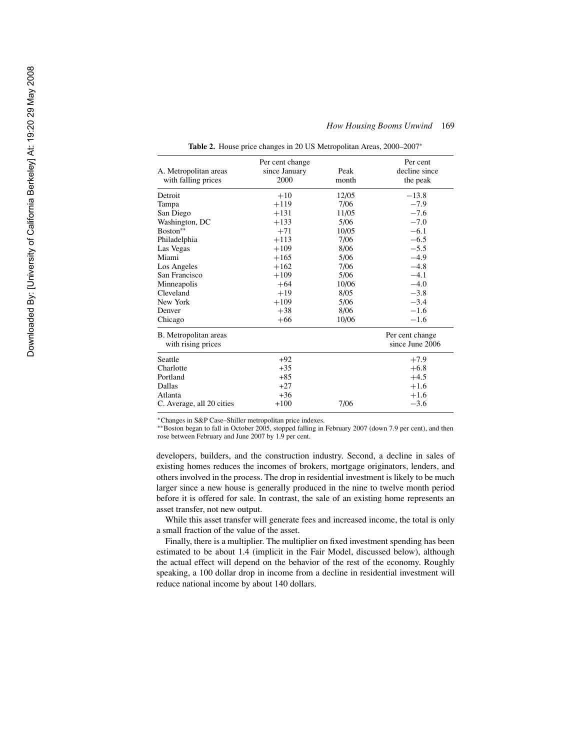**Table 2.** House price changes in 20 US Metropolitan Areas, 2000–2007*

| A. Metropolitan areas with falling prices | Per cent change since January 2000 | Peak month | Per cent decline since the peak |
|---|---|---|---|
| Detroit | +10 | 12/05 | −13.8 |
| Tampa | +119 | 7/06 | −7.9 |
| San Diego | +131 | 11/05 | −7.6 |
| Washington, DC | +133 | 5/06 | −7.0 |
| Boston** | +71 | 10/05 | −6.1 |
| Philadelphia | +113 | 7/06 | −6.5 |
| Las Vegas | +109 | 8/06 | −5.5 |
| Miami | +165 | 5/06 | −4.9 |
| Los Angeles | +162 | 7/06 | −4.8 |
| San Francisco | +109 | 5/06 | −4.1 |
| Minneapolis | +64 | 10/06 | −4.0 |
| Cleveland | +19 | 8/05 | −3.8 |
| New York | +109 | 5/06 | −3.4 |
| Denver | +38 | 8/06 | −1.6 |
| Chicago | +66 | 10/06 | −1.6 |
| **B. Metropolitan areas with rising prices** | | | **Per cent change since June 2006** |
| Seattle | +92 | | +7.9 |
| Charlotte | +35 | | +6.8 |
| Portland | +85 | | +4.5 |
| Dallas | +27 | | +1.6 |
| Atlanta | +36 | | +1.6 |
| C. Average, all 20 cities | +100 | 7/06 | −3.6 |

*Changes in S&P Case–Shiller metropolitan price indexes.
**Boston began to fall in October 2005, stopped falling in February 2007 (down 7.9 per cent), and then rose between February and June 2007 by 1.9 per cent.

developers, builders, and the construction industry. Second, a decline in sales of existing homes reduces the incomes of brokers, mortgage originators, lenders, and others involved in the process. The drop in residential investment is likely to be much larger since a new house is generally produced in the nine to twelve month period before it is offered for sale. In contrast, the sale of an existing home represents an asset transfer, not new output.

While this asset transfer will generate fees and increased income, the total is only a small fraction of the value of the asset.

Finally, there is a multiplier. The multiplier on fixed investment spending has been estimated to be about 1.4 (implicit in the Fair Model, discussed below), although the actual effect will depend on the behavior of the rest of the economy. Roughly speaking, a 100 dollar drop in income from a decline in residential investment will reduce national income by about 140 dollars.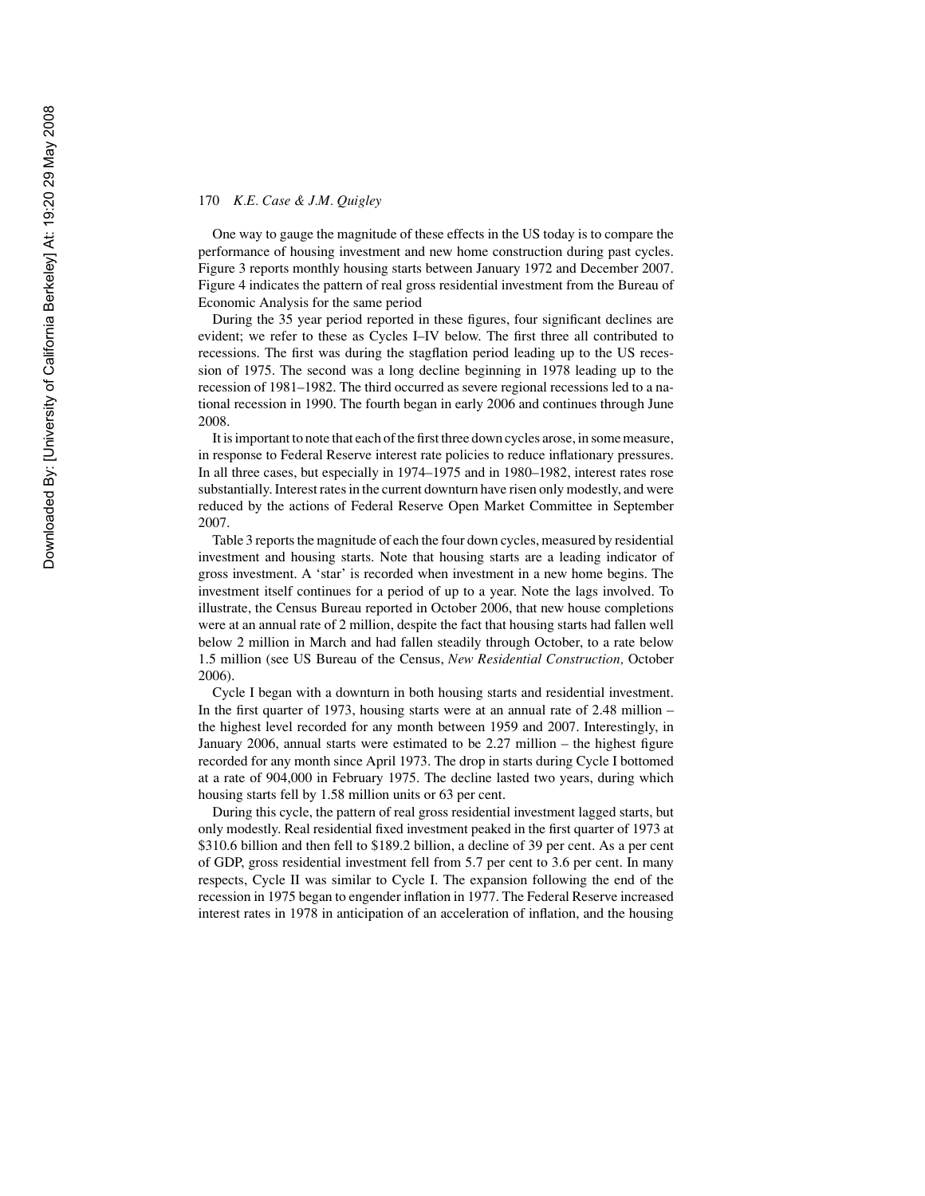One way to gauge the magnitude of these effects in the US today is to compare the performance of housing investment and new home construction during past cycles. Figure 3 reports monthly housing starts between January 1972 and December 2007. Figure 4 indicates the pattern of real gross residential investment from the Bureau of Economic Analysis for the same period

During the 35 year period reported in these figures, four significant declines are evident; we refer to these as Cycles I–IV below. The first three all contributed to recessions. The first was during the stagflation period leading up to the US recession of 1975. The second was a long decline beginning in 1978 leading up to the recession of 1981–1982. The third occurred as severe regional recessions led to a national recession in 1990. The fourth began in early 2006 and continues through June 2008.

It is important to note that each of the first three down cycles arose, in some measure, in response to Federal Reserve interest rate policies to reduce inflationary pressures. In all three cases, but especially in 1974–1975 and in 1980–1982, interest rates rose substantially. Interest rates in the current downturn have risen only modestly, and were reduced by the actions of Federal Reserve Open Market Committee in September 2007.

Table 3 reports the magnitude of each the four down cycles, measured by residential investment and housing starts. Note that housing starts are a leading indicator of gross investment. A 'star' is recorded when investment in a new home begins. The investment itself continues for a period of up to a year. Note the lags involved. To illustrate, the Census Bureau reported in October 2006, that new house completions were at an annual rate of 2 million, despite the fact that housing starts had fallen well below 2 million in March and had fallen steadily through October, to a rate below 1.5 million (see US Bureau of the Census, *New Residential Construction,* October 2006).

Cycle I began with a downturn in both housing starts and residential investment. In the first quarter of 1973, housing starts were at an annual rate of 2.48 million – the highest level recorded for any month between 1959 and 2007. Interestingly, in January 2006, annual starts were estimated to be 2.27 million – the highest figure recorded for any month since April 1973. The drop in starts during Cycle I bottomed at a rate of 904,000 in February 1975. The decline lasted two years, during which housing starts fell by 1.58 million units or 63 per cent.

During this cycle, the pattern of real gross residential investment lagged starts, but only modestly. Real residential fixed investment peaked in the first quarter of 1973 at $310.6 billion and then fell to $189.2 billion, a decline of 39 per cent. As a per cent of GDP, gross residential investment fell from 5.7 per cent to 3.6 per cent. In many respects, Cycle II was similar to Cycle I. The expansion following the end of the recession in 1975 began to engender inflation in 1977. The Federal Reserve increased interest rates in 1978 in anticipation of an acceleration of inflation, and the housing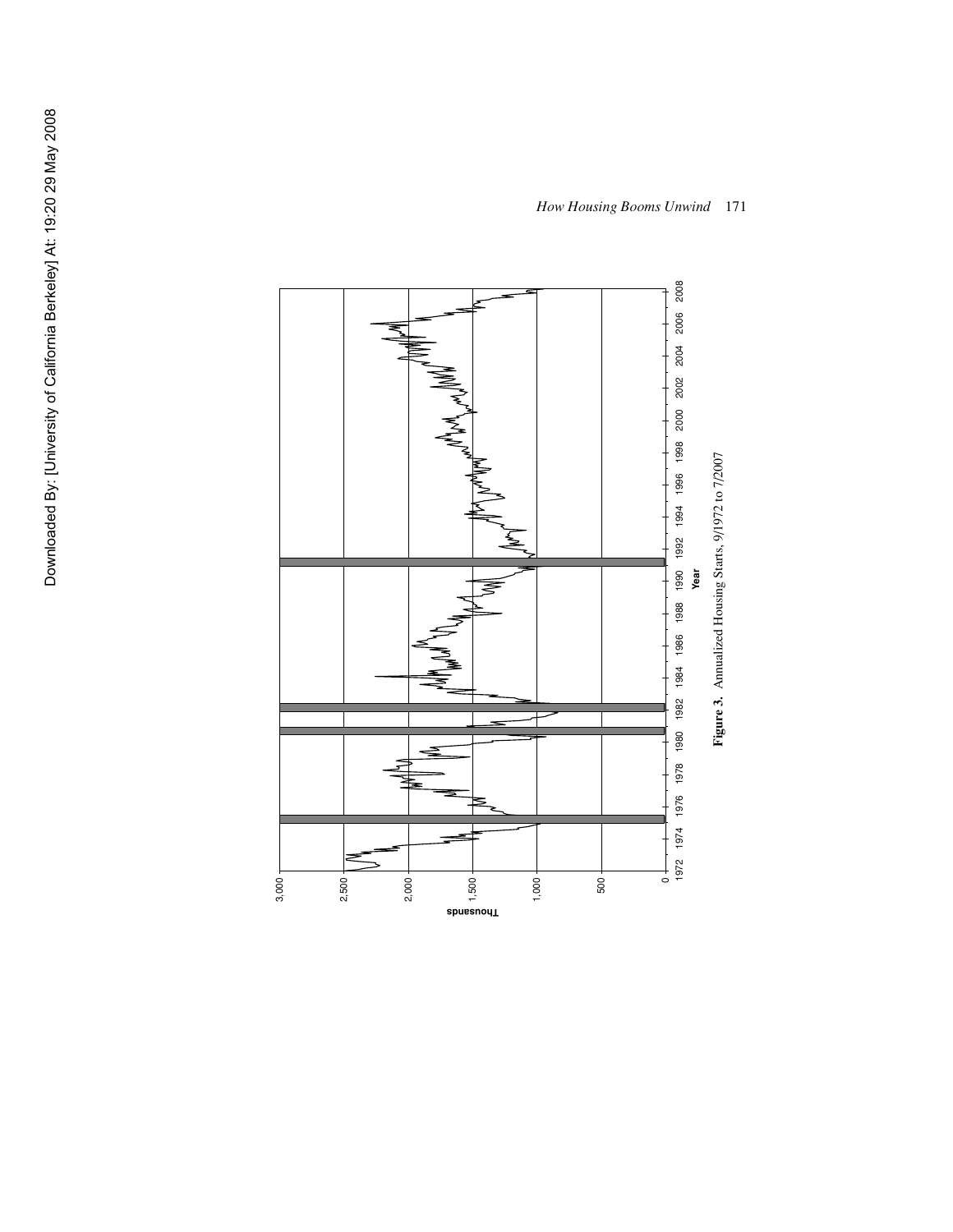**Figure 3.** Annualized Housing Starts, 9/1972 to 7/2007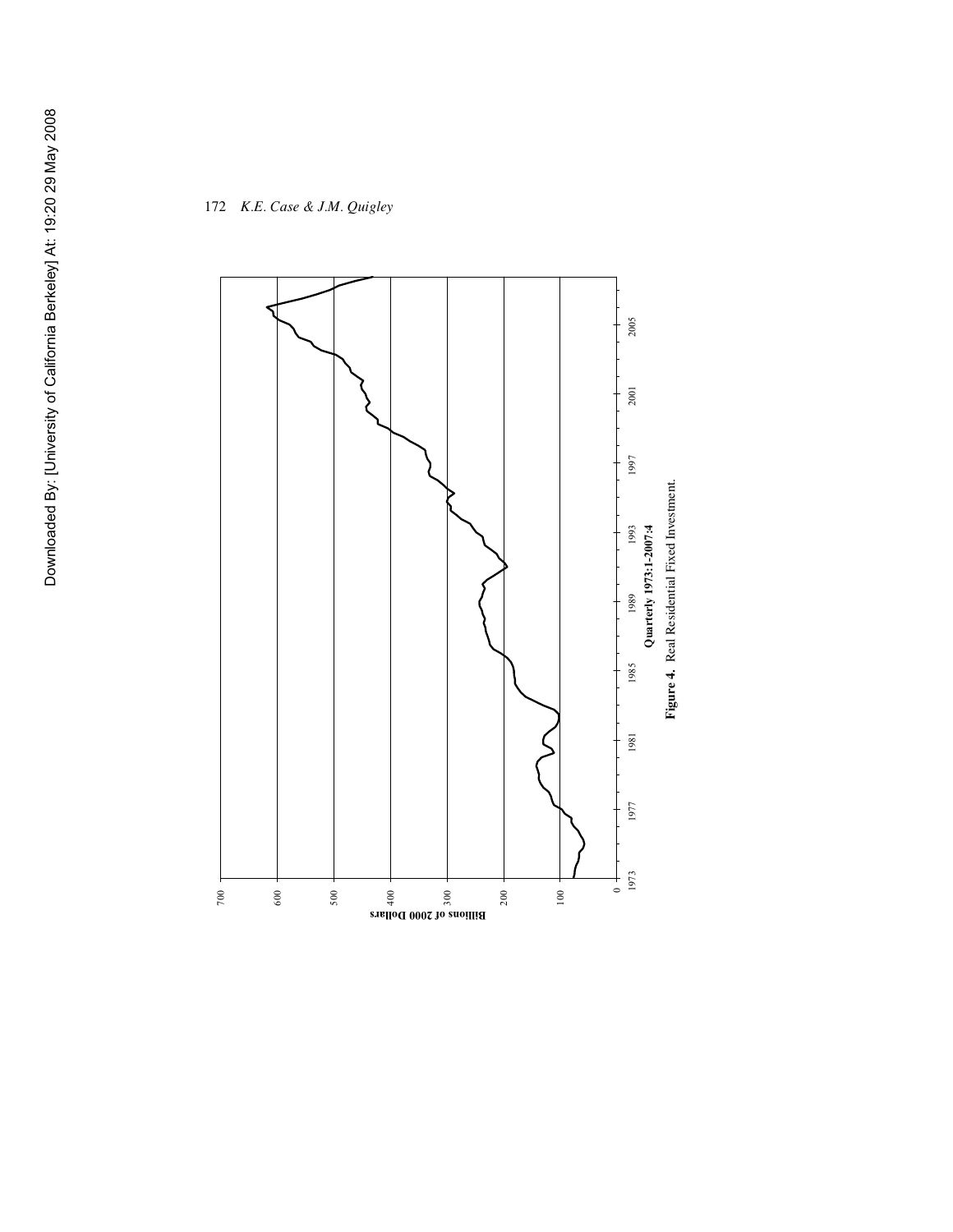**Figure 4.** Real Residential Fixed Investment.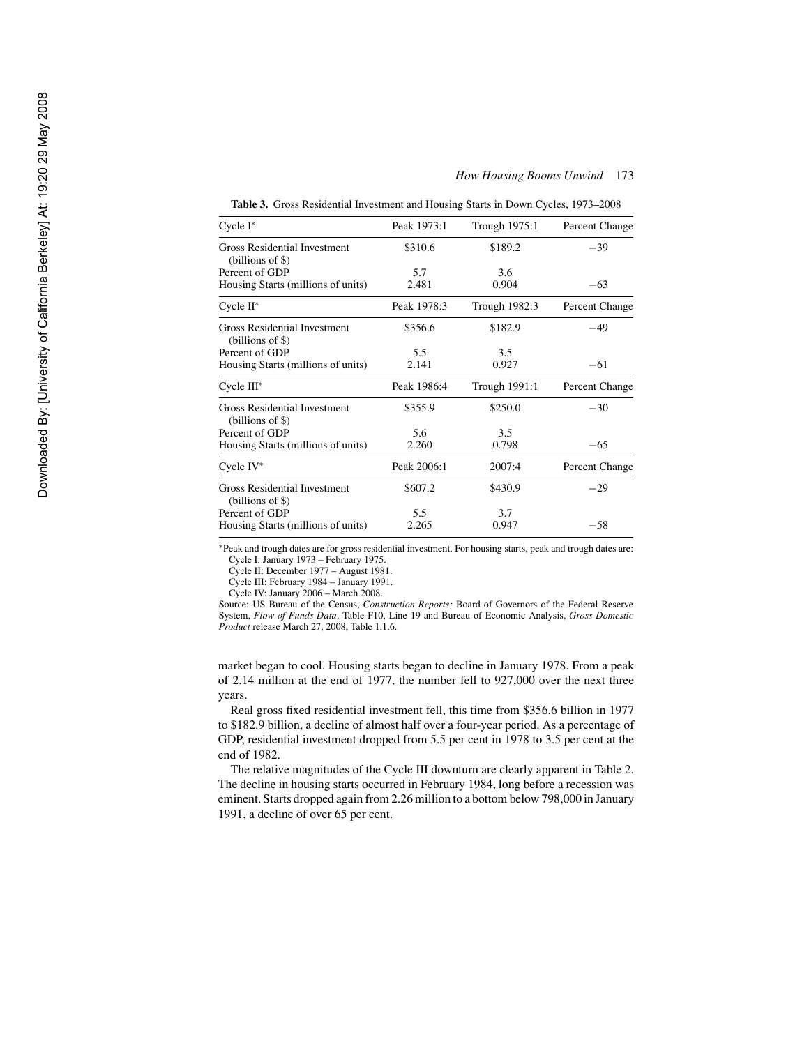**Table 3.** Gross Residential Investment and Housing Starts in Down Cycles, 1973–2008

| Cycle I* | Peak 1973:1 | Trough 1975:1 | Percent Change |
|---|---|---|---|
| Gross Residential Investment (billions of $) | $310.6 | $189.2 | −39 |
| Percent of GDP | 5.7 | 3.6 | |
| Housing Starts (millions of units) | 2.481 | 0.904 | −63 |
| **Cycle II*** | **Peak 1978:3** | **Trough 1982:3** | **Percent Change** |
| Gross Residential Investment (billions of $) | $356.6 | $182.9 | −49 |
| Percent of GDP | 5.5 | 3.5 | |
| Housing Starts (millions of units) | 2.141 | 0.927 | −61 |
| **Cycle III*** | **Peak 1986:4** | **Trough 1991:1** | **Percent Change** |
| Gross Residential Investment (billions of $) | $355.9 | $250.0 | −30 |
| Percent of GDP | 5.6 | 3.5 | |
| Housing Starts (millions of units) | 2.260 | 0.798 | −65 |
| **Cycle IV*** | **Peak 2006:1** | **2007:4** | **Percent Change** |
| Gross Residential Investment (billions of $) | $607.2 | $430.9 | −29 |
| Percent of GDP | 5.5 | 3.7 | |
| Housing Starts (millions of units) | 2.265 | 0.947 | −58 |

*Peak and trough dates are for gross residential investment. For housing starts, peak and trough dates are:
Cycle I: January 1973 – February 1975.
Cycle II: December 1977 – August 1981.
Cycle III: February 1984 – January 1991.
Cycle IV: January 2006 – March 2008.
Source: US Bureau of the Census, *Construction Reports;* Board of Governors of the Federal Reserve System, *Flow of Funds Data,* Table F10, Line 19 and Bureau of Economic Analysis, *Gross Domestic Product* release March 27, 2008, Table 1.1.6.

market began to cool. Housing starts began to decline in January 1978. From a peak of 2.14 million at the end of 1977, the number fell to 927,000 over the next three years.

Real gross fixed residential investment fell, this time from $356.6 billion in 1977 to $182.9 billion, a decline of almost half over a four-year period. As a percentage of GDP, residential investment dropped from 5.5 per cent in 1978 to 3.5 per cent at the end of 1982.

The relative magnitudes of the Cycle III downturn are clearly apparent in Table 2. The decline in housing starts occurred in February 1984, long before a recession was eminent. Starts dropped again from 2.26 million to a bottom below 798,000 in January 1991, a decline of over 65 per cent.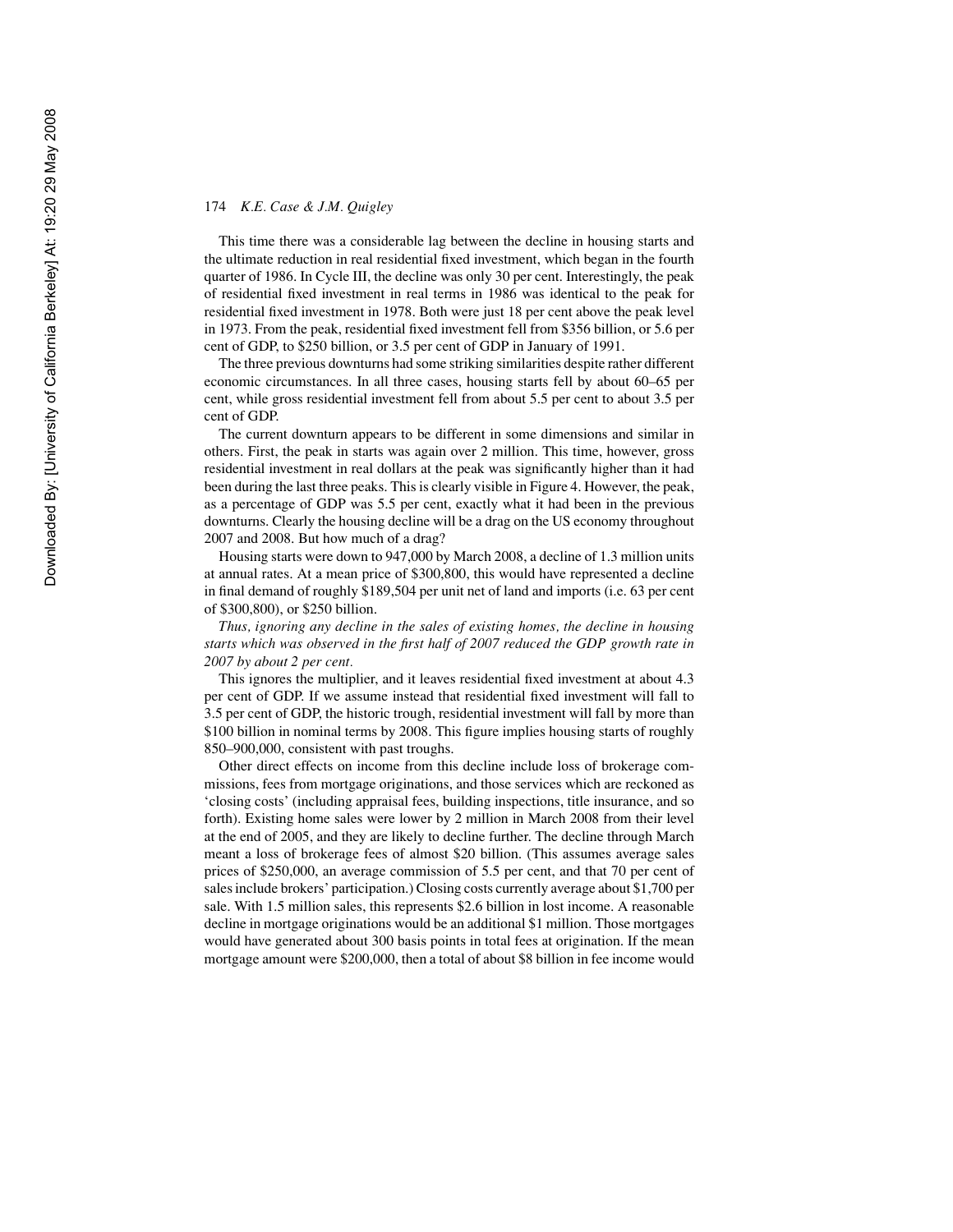This time there was a considerable lag between the decline in housing starts and the ultimate reduction in real residential fixed investment, which began in the fourth quarter of 1986. In Cycle III, the decline was only 30 per cent. Interestingly, the peak of residential fixed investment in real terms in 1986 was identical to the peak for residential fixed investment in 1978. Both were just 18 per cent above the peak level in 1973. From the peak, residential fixed investment fell from $356 billion, or 5.6 per cent of GDP, to $250 billion, or 3.5 per cent of GDP in January of 1991.

The three previous downturns had some striking similarities despite rather different economic circumstances. In all three cases, housing starts fell by about 60–65 per cent, while gross residential investment fell from about 5.5 per cent to about 3.5 per cent of GDP.

The current downturn appears to be different in some dimensions and similar in others. First, the peak in starts was again over 2 million. This time, however, gross residential investment in real dollars at the peak was significantly higher than it had been during the last three peaks. This is clearly visible in Figure 4. However, the peak, as a percentage of GDP was 5.5 per cent, exactly what it had been in the previous downturns. Clearly the housing decline will be a drag on the US economy throughout 2007 and 2008. But how much of a drag?

Housing starts were down to 947,000 by March 2008, a decline of 1.3 million units at annual rates. At a mean price of $300,800, this would have represented a decline in final demand of roughly $189,504 per unit net of land and imports (i.e. 63 per cent of $300,800), or $250 billion.

*Thus, ignoring any decline in the sales of existing homes, the decline in housing starts which was observed in the first half of 2007 reduced the GDP growth rate in 2007 by about 2 per cent.*

This ignores the multiplier, and it leaves residential fixed investment at about 4.3 per cent of GDP. If we assume instead that residential fixed investment will fall to 3.5 per cent of GDP, the historic trough, residential investment will fall by more than $100 billion in nominal terms by 2008. This figure implies housing starts of roughly 850–900,000, consistent with past troughs.

Other direct effects on income from this decline include loss of brokerage commissions, fees from mortgage originations, and those services which are reckoned as 'closing costs' (including appraisal fees, building inspections, title insurance, and so forth). Existing home sales were lower by 2 million in March 2008 from their level at the end of 2005, and they are likely to decline further. The decline through March meant a loss of brokerage fees of almost $20 billion. (This assumes average sales prices of $250,000, an average commission of 5.5 per cent, and that 70 per cent of sales include brokers' participation.) Closing costs currently average about $1,700 per sale. With 1.5 million sales, this represents $2.6 billion in lost income. A reasonable decline in mortgage originations would be an additional $1 million. Those mortgages would have generated about 300 basis points in total fees at origination. If the mean mortgage amount were $200,000, then a total of about $8 billion in fee income would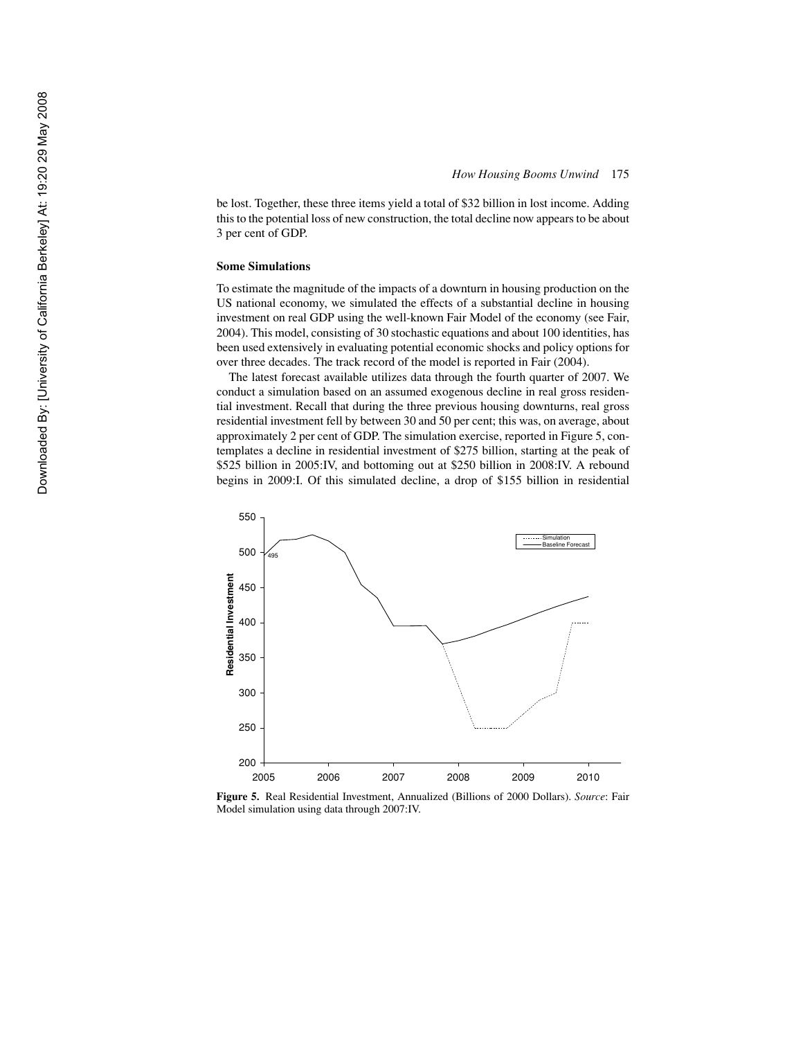be lost. Together, these three items yield a total of $32 billion in lost income. Adding this to the potential loss of new construction, the total decline now appears to be about 3 per cent of GDP.

### Some Simulations

To estimate the magnitude of the impacts of a downturn in housing production on the US national economy, we simulated the effects of a substantial decline in housing investment on real GDP using the well-known Fair Model of the economy (see Fair, 2004). This model, consisting of 30 stochastic equations and about 100 identities, has been used extensively in evaluating potential economic shocks and policy options for over three decades. The track record of the model is reported in Fair (2004).

The latest forecast available utilizes data through the fourth quarter of 2007. We conduct a simulation based on an assumed exogenous decline in real gross residential investment. Recall that during the three previous housing downturns, real gross residential investment fell by between 30 and 50 per cent; this was, on average, about approximately 2 per cent of GDP. The simulation exercise, reported in Figure 5, contemplates a decline in residential investment of $275 billion, starting at the peak of $525 billion in 2005:IV, and bottoming out at $250 billion in 2008:IV. A rebound begins in 2009:I. Of this simulated decline, a drop of $155 billion in residential

**Figure 5.** Real Residential Investment, Annualized (Billions of 2000 Dollars). *Source*: Fair Model simulation using data through 2007:IV.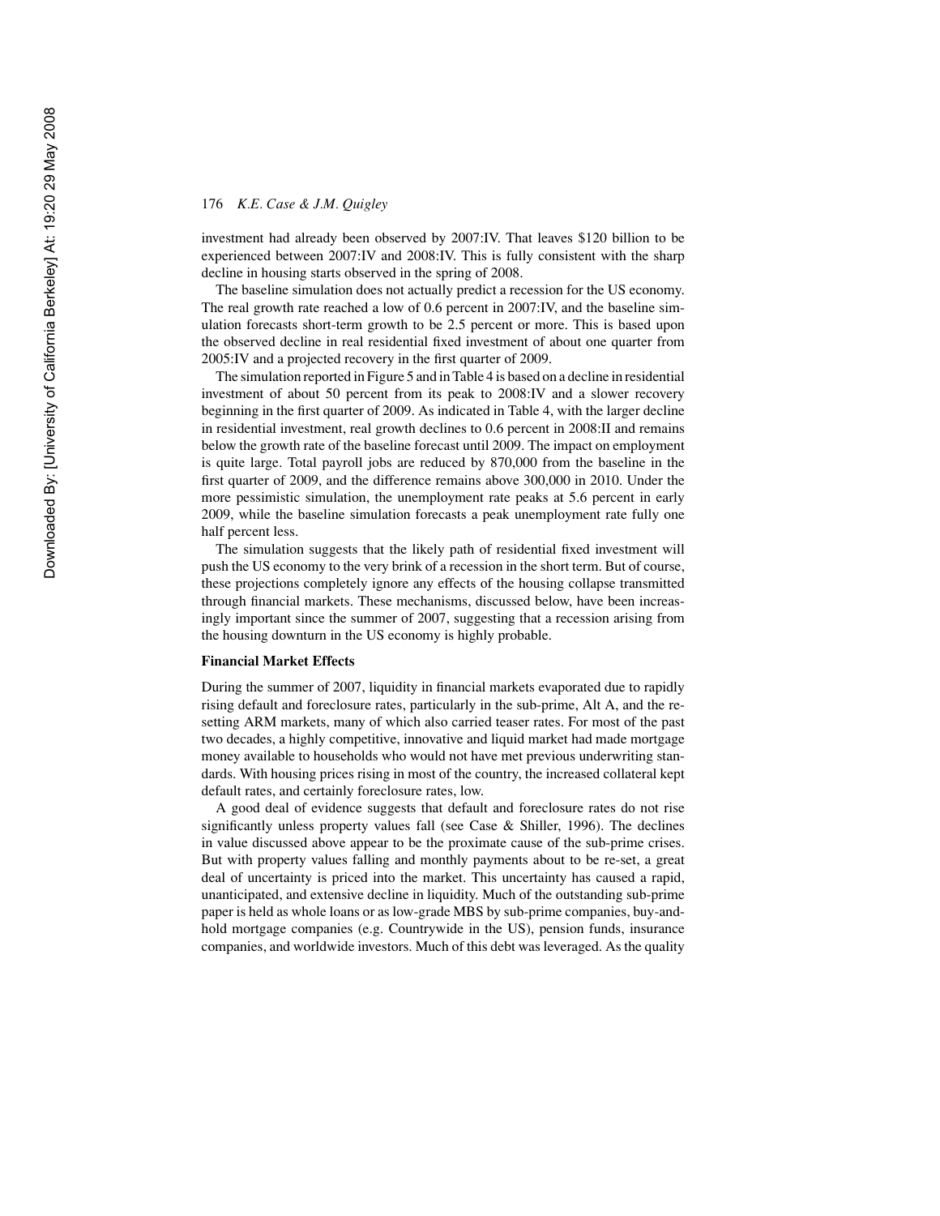investment had already been observed by 2007:IV. That leaves $120 billion to be experienced between 2007:IV and 2008:IV. This is fully consistent with the sharp decline in housing starts observed in the spring of 2008.

The baseline simulation does not actually predict a recession for the US economy. The real growth rate reached a low of 0.6 percent in 2007:IV, and the baseline simulation forecasts short-term growth to be 2.5 percent or more. This is based upon the observed decline in real residential fixed investment of about one quarter from 2005:IV and a projected recovery in the first quarter of 2009.

The simulation reported in Figure 5 and in Table 4 is based on a decline in residential investment of about 50 percent from its peak to 2008:IV and a slower recovery beginning in the first quarter of 2009. As indicated in Table 4, with the larger decline in residential investment, real growth declines to 0.6 percent in 2008:II and remains below the growth rate of the baseline forecast until 2009. The impact on employment is quite large. Total payroll jobs are reduced by 870,000 from the baseline in the first quarter of 2009, and the difference remains above 300,000 in 2010. Under the more pessimistic simulation, the unemployment rate peaks at 5.6 percent in early 2009, while the baseline simulation forecasts a peak unemployment rate fully one half percent less.

The simulation suggests that the likely path of residential fixed investment will push the US economy to the very brink of a recession in the short term. But of course, these projections completely ignore any effects of the housing collapse transmitted through financial markets. These mechanisms, discussed below, have been increasingly important since the summer of 2007, suggesting that a recession arising from the housing downturn in the US economy is highly probable.

## Financial Market Effects

During the summer of 2007, liquidity in financial markets evaporated due to rapidly rising default and foreclosure rates, particularly in the sub-prime, Alt A, and the resetting ARM markets, many of which also carried teaser rates. For most of the past two decades, a highly competitive, innovative and liquid market had made mortgage money available to households who would not have met previous underwriting standards. With housing prices rising in most of the country, the increased collateral kept default rates, and certainly foreclosure rates, low.

A good deal of evidence suggests that default and foreclosure rates do not rise significantly unless property values fall (see Case & Shiller, 1996). The declines in value discussed above appear to be the proximate cause of the sub-prime crises. But with property values falling and monthly payments about to be re-set, a great deal of uncertainty is priced into the market. This uncertainty has caused a rapid, unanticipated, and extensive decline in liquidity. Much of the outstanding sub-prime paper is held as whole loans or as low-grade MBS by sub-prime companies, buy-and-hold mortgage companies (e.g. Countrywide in the US), pension funds, insurance companies, and worldwide investors. Much of this debt was leveraged. As the quality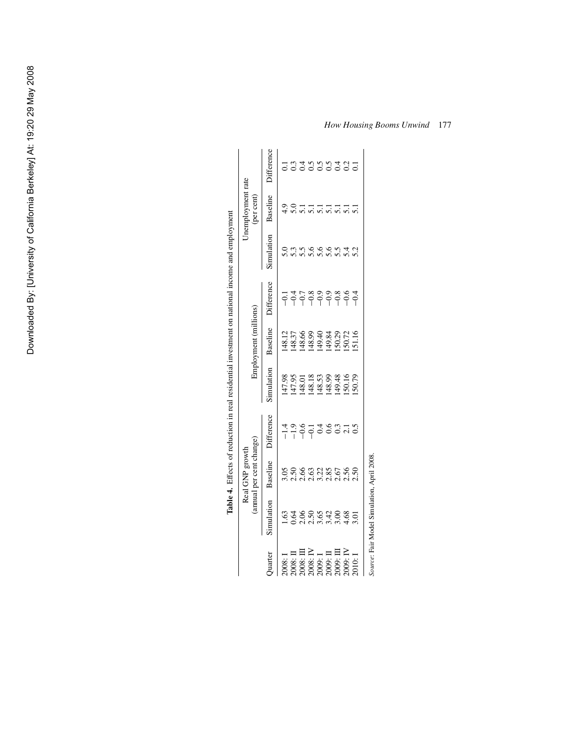**Table 4.** Effects of reduction in real residential investment on national income and employment

| Quarter | Real GNP growth (annual per cent change) | | | Employment (millions) | | | Unemployment rate (per cent) | | |
|---|---|---|---|---|---|---|---|---|---|
| | Simulation | Baseline | Difference | Simulation | Baseline | Difference | Simulation | Baseline | Difference |
| 2008: I | 1.63 | 3.05 | −1.4 | 147.98 | 148.12 | −0.1 | 5.0 | 4.9 | 0.1 |
| 2008: II | 0.64 | 2.50 | −1.9 | 147.95 | 148.37 | −0.4 | 5.3 | 5.0 | 0.3 |
| 2008: III | 2.06 | 2.66 | −0.6 | 148.01 | 148.66 | −0.7 | 5.5 | 5.1 | 0.4 |
| 2008: IV | 2.50 | 2.63 | −0.1 | 148.18 | 148.99 | −0.8 | 5.6 | 5.1 | 0.5 |
| 2009: I | 3.65 | 3.22 | 0.4 | 148.53 | 149.40 | −0.9 | 5.6 | 5.1 | 0.5 |
| 2009: II | 3.42 | 2.85 | 0.6 | 148.99 | 149.84 | −0.9 | 5.6 | 5.1 | 0.5 |
| 2009: III | 3.00 | 2.67 | 0.3 | 149.48 | 150.29 | −0.8 | 5.5 | 5.1 | 0.4 |
| 2009: IV | 4.68 | 2.56 | 2.1 | 150.16 | 150.72 | −0.6 | 5.4 | 5.1 | 0.2 |
| 2010: I | 3.01 | 2.50 | 0.5 | 150.79 | 151.16 | −0.4 | 5.2 | 5.1 | 0.1 |

*Source*: Fair Model Simulation, April 2008.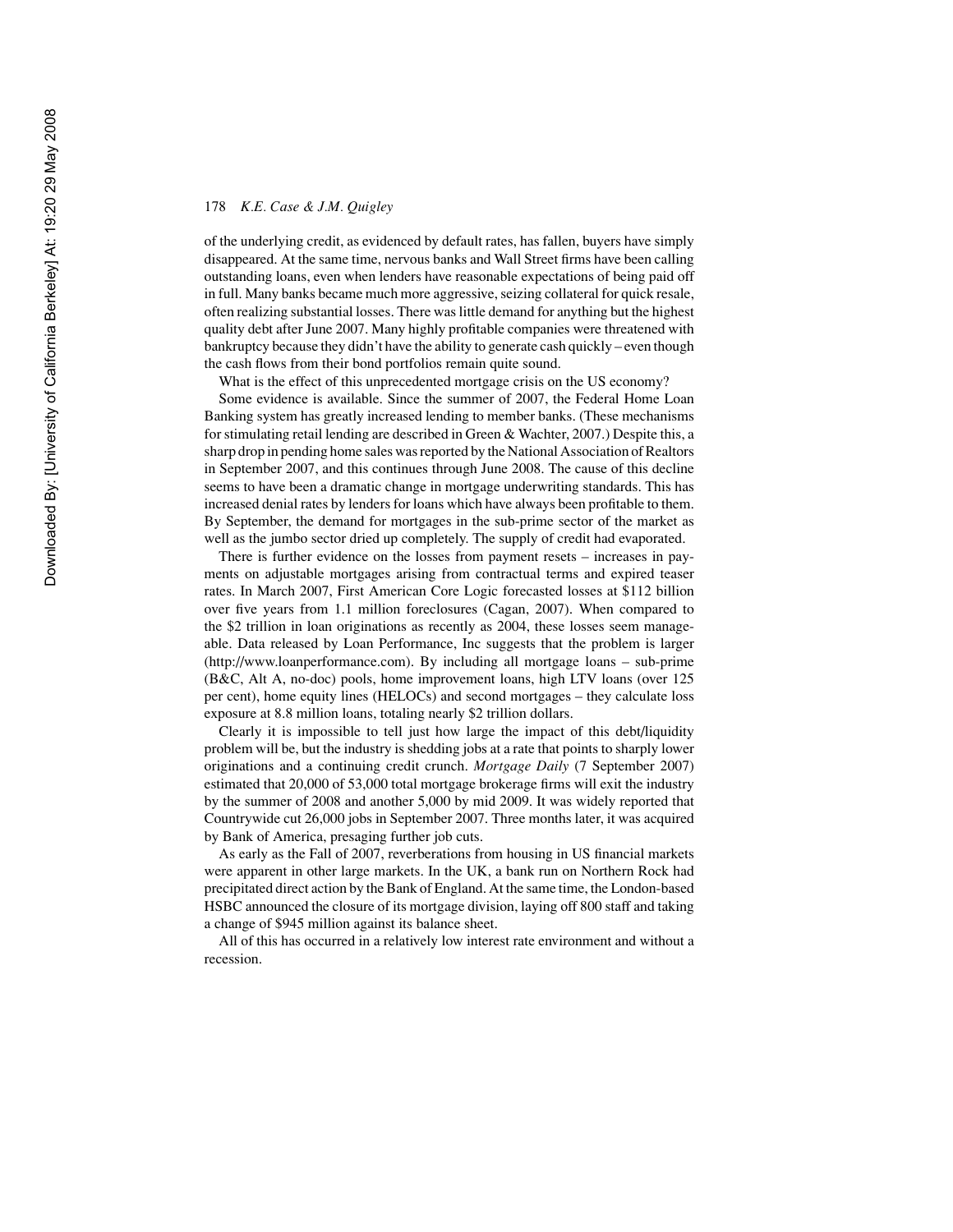of the underlying credit, as evidenced by default rates, has fallen, buyers have simply disappeared. At the same time, nervous banks and Wall Street firms have been calling outstanding loans, even when lenders have reasonable expectations of being paid off in full. Many banks became much more aggressive, seizing collateral for quick resale, often realizing substantial losses. There was little demand for anything but the highest quality debt after June 2007. Many highly profitable companies were threatened with bankruptcy because they didn't have the ability to generate cash quickly – even though the cash flows from their bond portfolios remain quite sound.

What is the effect of this unprecedented mortgage crisis on the US economy?

Some evidence is available. Since the summer of 2007, the Federal Home Loan Banking system has greatly increased lending to member banks. (These mechanisms for stimulating retail lending are described in Green & Wachter, 2007.) Despite this, a sharp drop in pending home sales was reported by the National Association of Realtors in September 2007, and this continues through June 2008. The cause of this decline seems to have been a dramatic change in mortgage underwriting standards. This has increased denial rates by lenders for loans which have always been profitable to them. By September, the demand for mortgages in the sub-prime sector of the market as well as the jumbo sector dried up completely. The supply of credit had evaporated.

There is further evidence on the losses from payment resets – increases in payments on adjustable mortgages arising from contractual terms and expired teaser rates. In March 2007, First American Core Logic forecasted losses at $112 billion over five years from 1.1 million foreclosures (Cagan, 2007). When compared to the $2 trillion in loan originations as recently as 2004, these losses seem manageable. Data released by Loan Performance, Inc suggests that the problem is larger (http://www.loanperformance.com). By including all mortgage loans – sub-prime (B&C, Alt A, no-doc) pools, home improvement loans, high LTV loans (over 125 per cent), home equity lines (HELOCs) and second mortgages – they calculate loss exposure at 8.8 million loans, totaling nearly $2 trillion dollars.

Clearly it is impossible to tell just how large the impact of this debt/liquidity problem will be, but the industry is shedding jobs at a rate that points to sharply lower originations and a continuing credit crunch. *Mortgage Daily* (7 September 2007) estimated that 20,000 of 53,000 total mortgage brokerage firms will exit the industry by the summer of 2008 and another 5,000 by mid 2009. It was widely reported that Countrywide cut 26,000 jobs in September 2007. Three months later, it was acquired by Bank of America, presaging further job cuts.

As early as the Fall of 2007, reverberations from housing in US financial markets were apparent in other large markets. In the UK, a bank run on Northern Rock had precipitated direct action by the Bank of England. At the same time, the London-based HSBC announced the closure of its mortgage division, laying off 800 staff and taking a change of $945 million against its balance sheet.

All of this has occurred in a relatively low interest rate environment and without a recession.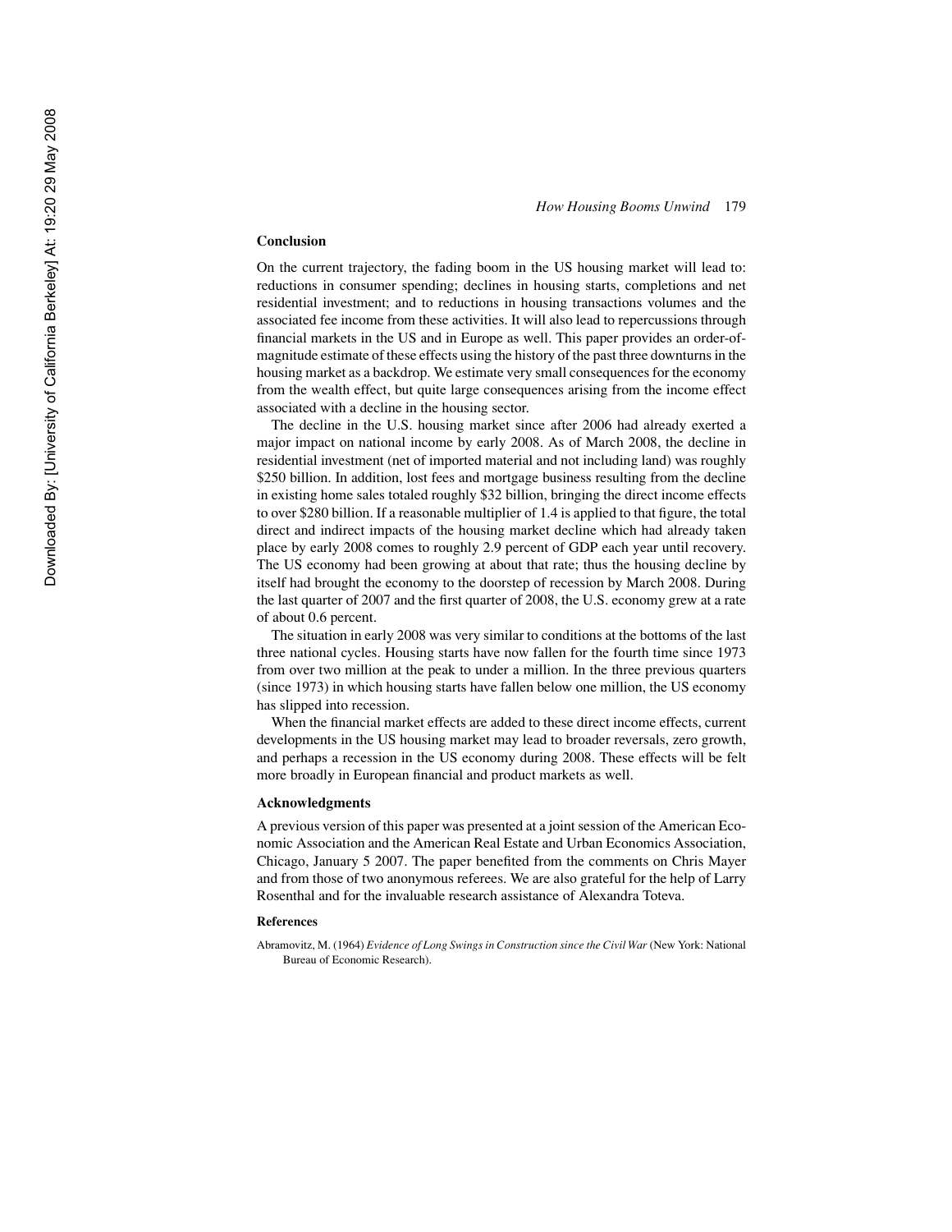## Conclusion

On the current trajectory, the fading boom in the US housing market will lead to: reductions in consumer spending; declines in housing starts, completions and net residential investment; and to reductions in housing transactions volumes and the associated fee income from these activities. It will also lead to repercussions through financial markets in the US and in Europe as well. This paper provides an order-of-magnitude estimate of these effects using the history of the past three downturns in the housing market as a backdrop. We estimate very small consequences for the economy from the wealth effect, but quite large consequences arising from the income effect associated with a decline in the housing sector.

The decline in the U.S. housing market since after 2006 had already exerted a major impact on national income by early 2008. As of March 2008, the decline in residential investment (net of imported material and not including land) was roughly \$250 billion. In addition, lost fees and mortgage business resulting from the decline in existing home sales totaled roughly \$32 billion, bringing the direct income effects to over \$280 billion. If a reasonable multiplier of 1.4 is applied to that figure, the total direct and indirect impacts of the housing market decline which had already taken place by early 2008 comes to roughly 2.9 percent of GDP each year until recovery. The US economy had been growing at about that rate; thus the housing decline by itself had brought the economy to the doorstep of recession by March 2008. During the last quarter of 2007 and the first quarter of 2008, the U.S. economy grew at a rate of about 0.6 percent.

The situation in early 2008 was very similar to conditions at the bottoms of the last three national cycles. Housing starts have now fallen for the fourth time since 1973 from over two million at the peak to under a million. In the three previous quarters (since 1973) in which housing starts have fallen below one million, the US economy has slipped into recession.

When the financial market effects are added to these direct income effects, current developments in the US housing market may lead to broader reversals, zero growth, and perhaps a recession in the US economy during 2008. These effects will be felt more broadly in European financial and product markets as well.

## Acknowledgments

A previous version of this paper was presented at a joint session of the American Economic Association and the American Real Estate and Urban Economics Association, Chicago, January 5 2007. The paper benefited from the comments on Chris Mayer and from those of two anonymous referees. We are also grateful for the help of Larry Rosenthal and for the invaluable research assistance of Alexandra Toteva.

## References

Abramovitz, M. (1964) *Evidence of Long Swings in Construction since the Civil War* (New York: National Bureau of Economic Research).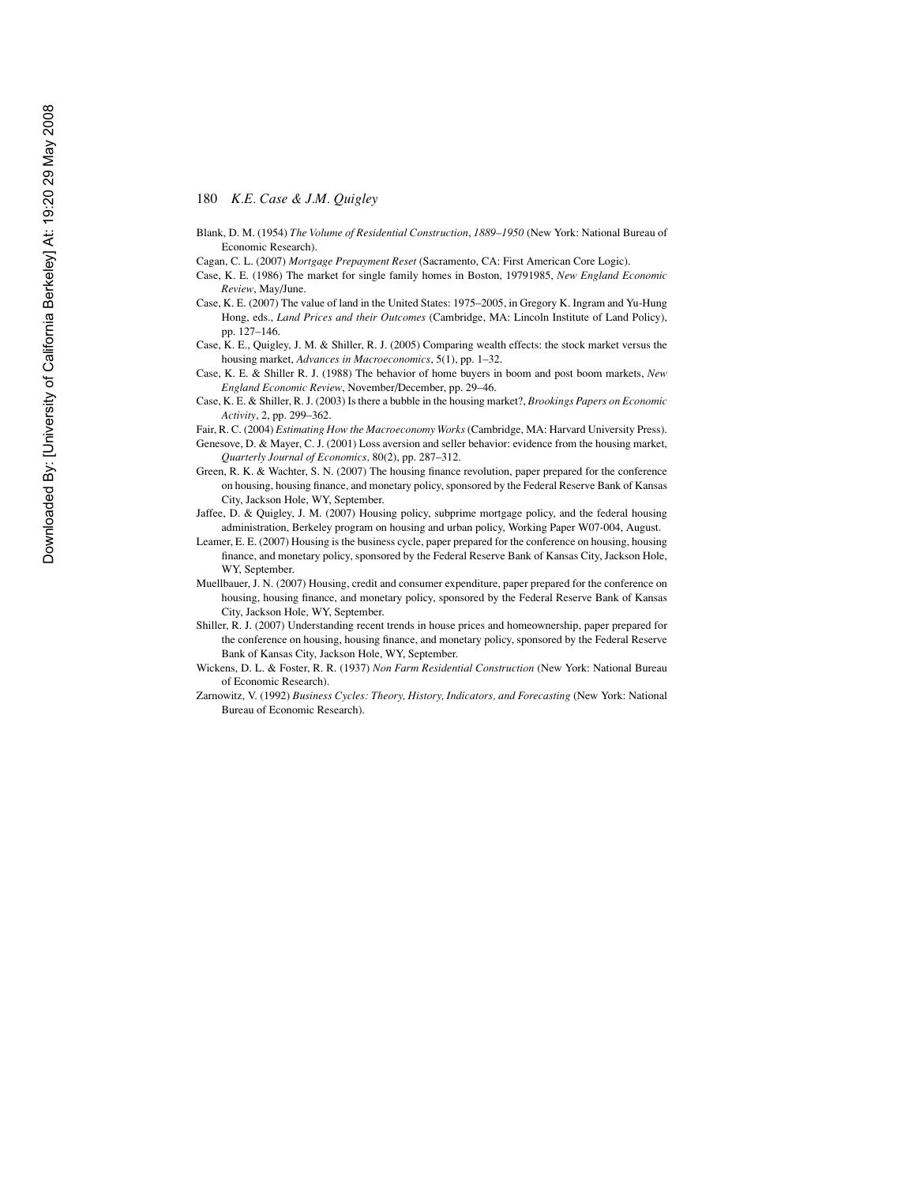Blank, D. M. (1954) *The Volume of Residential Construction*, *1889–1950* (New York: National Bureau of Economic Research).

Cagan, C. L. (2007) *Mortgage Prepayment Reset* (Sacramento, CA: First American Core Logic).

Case, K. E. (1986) The market for single family homes in Boston, 19791985, *New England Economic Review*, May/June.

Case, K. E. (2007) The value of land in the United States: 1975–2005, in Gregory K. Ingram and Yu-Hung Hong, eds., *Land Prices and their Outcomes* (Cambridge, MA: Lincoln Institute of Land Policy), pp. 127–146.

Case, K. E., Quigley, J. M. & Shiller, R. J. (2005) Comparing wealth effects: the stock market versus the housing market, *Advances in Macroeconomics*, 5(1), pp. 1–32.

Case, K. E. & Shiller R. J. (1988) The behavior of home buyers in boom and post boom markets, *New England Economic Review*, November/December, pp. 29–46.

Case, K. E. & Shiller, R. J. (2003) Is there a bubble in the housing market?, *Brookings Papers on Economic Activity*, 2, pp. 299–362.

Fair, R. C. (2004) *Estimating How the Macroeconomy Works* (Cambridge, MA: Harvard University Press).

Genesove, D. & Mayer, C. J. (2001) Loss aversion and seller behavior: evidence from the housing market, *Quarterly Journal of Economics,* 80(2), pp. 287–312.

Green, R. K. & Wachter, S. N. (2007) The housing finance revolution, paper prepared for the conference on housing, housing finance, and monetary policy, sponsored by the Federal Reserve Bank of Kansas City, Jackson Hole, WY, September.

Jaffee, D. & Quigley, J. M. (2007) Housing policy, subprime mortgage policy, and the federal housing administration, Berkeley program on housing and urban policy, Working Paper W07-004, August.

Leamer, E. E. (2007) Housing is the business cycle, paper prepared for the conference on housing, housing finance, and monetary policy, sponsored by the Federal Reserve Bank of Kansas City, Jackson Hole, WY, September.

Muellbauer, J. N. (2007) Housing, credit and consumer expenditure, paper prepared for the conference on housing, housing finance, and monetary policy, sponsored by the Federal Reserve Bank of Kansas City, Jackson Hole, WY, September.

Shiller, R. J. (2007) Understanding recent trends in house prices and homeownership, paper prepared for the conference on housing, housing finance, and monetary policy, sponsored by the Federal Reserve Bank of Kansas City, Jackson Hole, WY, September.

Wickens, D. L. & Foster, R. R. (1937) *Non Farm Residential Construction* (New York: National Bureau of Economic Research).

Zarnowitz, V. (1992) *Business Cycles: Theory, History, Indicators, and Forecasting* (New York: National Bureau of Economic Research).